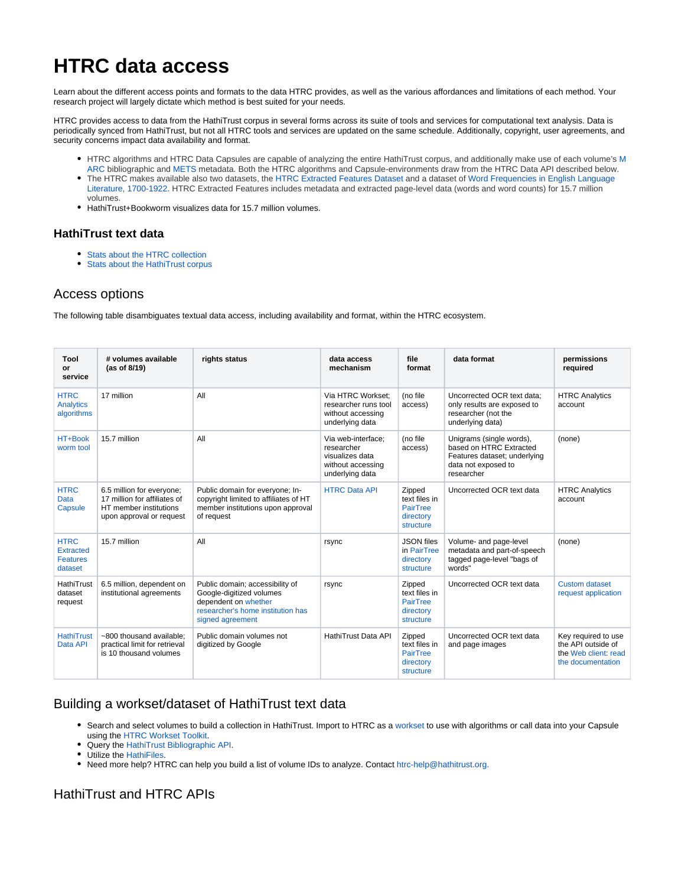# HTRC data access

Learn about the different access points and formats to the data HTRC provides, as well as the various affordances and limitations of each method. Your research project will largely dictate which method is best suited for your needs.

HTRC provides access to data from the HathiTrust corpus in several forms across its suite of tools and services for computational text analysis. Data is periodically synced from HathiTrust, but not all HTRC tools and services are updated on the same schedule. Additionally, copyright, user agreements, and security concerns impact data availability and format.

- HTRC algorithms and HTRC Data Capsules are capable of analyzing the entire HathiTrust corpus, and additionally make use of each volume's MARC bibliographic and METS metadata. Both the HTRC algorithms and Capsule-environments draw from the HTRC Data API described below.
- The HTRC makes available also two datasets, the HTRC Extracted Features Dataset and a dataset of Word Frequencies in English Language Literature, 1700-1922. HTRC Extracted Features includes metadata and extracted page-level data (words and word counts) for 15.7 million volumes.
- HathiTrust+Bookworm visualizes data for 15.7 million volumes.

### HathiTrust text data

- Stats about the HTRC collection
- Stats about the HathiTrust corpus

## Access options

The following table disambiguates textual data access, including availability and format, within the HTRC ecosystem.

| Tool or service | # volumes available (as of 8/19) | rights status | data access mechanism | file format | data format | permissions required |
|---|---|---|---|---|---|---|
| HTRC Analytics algorithms | 17 million | All | Via HTRC Workset; researcher runs tool without accessing underlying data | (no file access) | Uncorrected OCR text data; only results are exposed to researcher (not the underlying data) | HTRC Analytics account |
| HT+Bookworm tool | 15.7 million | All | Via web-interface; researcher visualizes data without accessing underlying data | (no file access) | Unigrams (single words), based on HTRC Extracted Features dataset; underlying data not exposed to researcher | (none) |
| HTRC Data Capsule | 6.5 million for everyone; 17 million for affiliates of HT member institutions upon approval or request | Public domain for everyone; In-copyright limited to affiliates of HT member institutions upon approval of request | HTRC Data API | Zipped text files in PairTree directory structure | Uncorrected OCR text data | HTRC Analytics account |
| HTRC Extracted Features dataset | 15.7 million | All | rsync | JSON files in PairTree directory structure | Volume- and page-level metadata and part-of-speech tagged page-level "bags of words" | (none) |
| HathiTrust dataset request | 6.5 million, dependent on institutional agreements | Public domain; accessibility of Google-digitized volumes dependent on whether researcher's home institution has signed agreement | rsync | Zipped text files in PairTree directory structure | Uncorrected OCR text data | Custom dataset request application |
| HathiTrust Data API | ~800 thousand available; practical limit for retrieval is 10 thousand volumes | Public domain volumes not digitized by Google | HathiTrust Data API | Zipped text files in PairTree directory structure | Uncorrected OCR text data and page images | Key required to use the API outside of the Web client: read the documentation |

## Building a workset/dataset of HathiTrust text data

- Search and select volumes to build a collection in HathiTrust. Import to HTRC as a workset to use with algorithms or call data into your Capsule using the HTRC Workset Toolkit.
- Query the HathiTrust Bibliographic API.
- Utilize the HathiFiles.
- Need more help? HTRC can help you build a list of volume IDs to analyze. Contact htrc-help@hathitrust.org.

## HathiTrust and HTRC APIs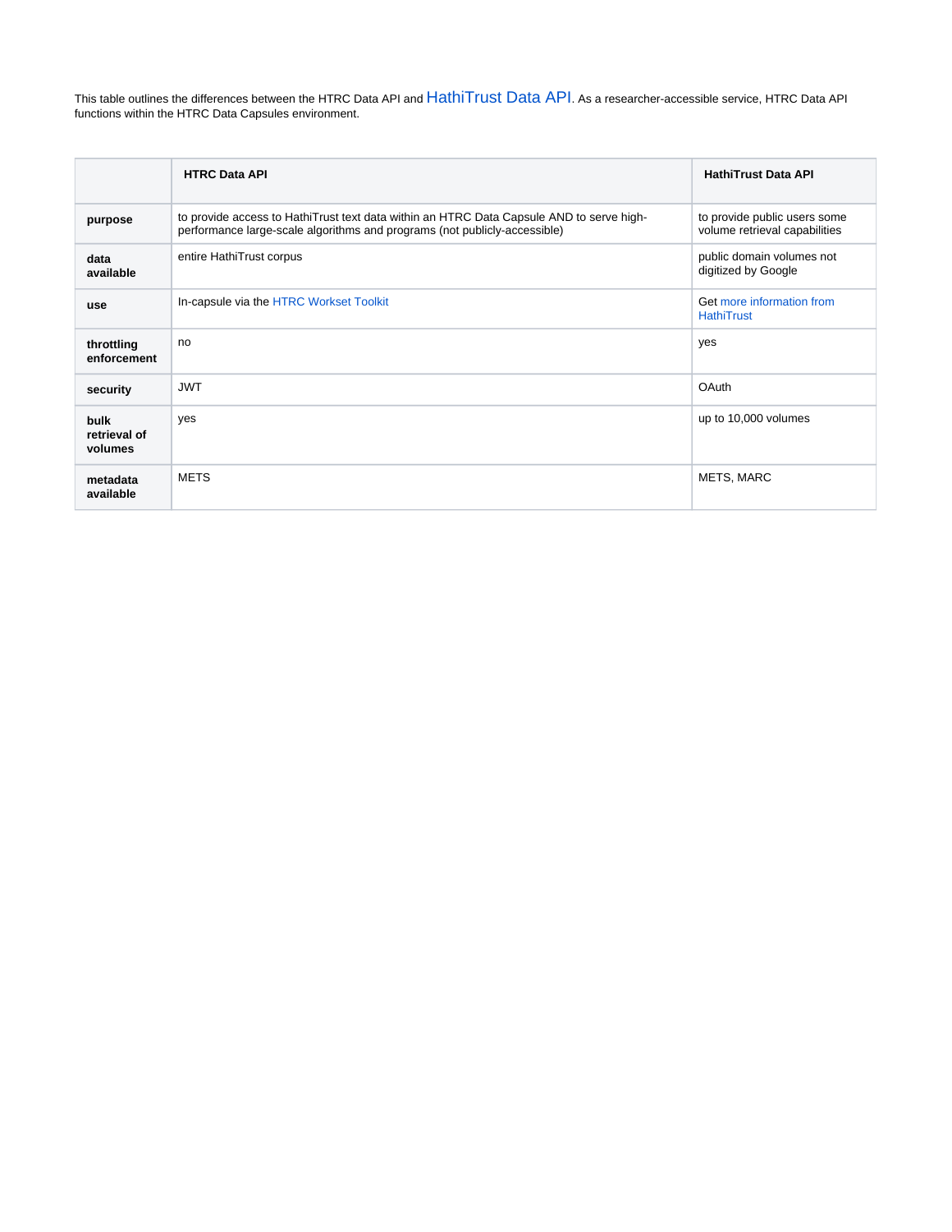This table outlines the differences between the HTRC Data API and HathiTrust Data API. As a researcher-accessible service, HTRC Data API functions within the HTRC Data Capsules environment.

| | HTRC Data API | HathiTrust Data API |
|---|---|---|
| **purpose** | to provide access to HathiTrust text data within an HTRC Data Capsule AND to serve high-performance large-scale algorithms and programs (not publicly-accessible) | to provide public users some volume retrieval capabilities |
| **data available** | entire HathiTrust corpus | public domain volumes not digitized by Google |
| **use** | In-capsule via the HTRC Workset Toolkit | Get more information from HathiTrust |
| **throttling enforcement** | no | yes |
| **security** | JWT | OAuth |
| **bulk retrieval of volumes** | yes | up to 10,000 volumes |
| **metadata available** | METS | METS, MARC |